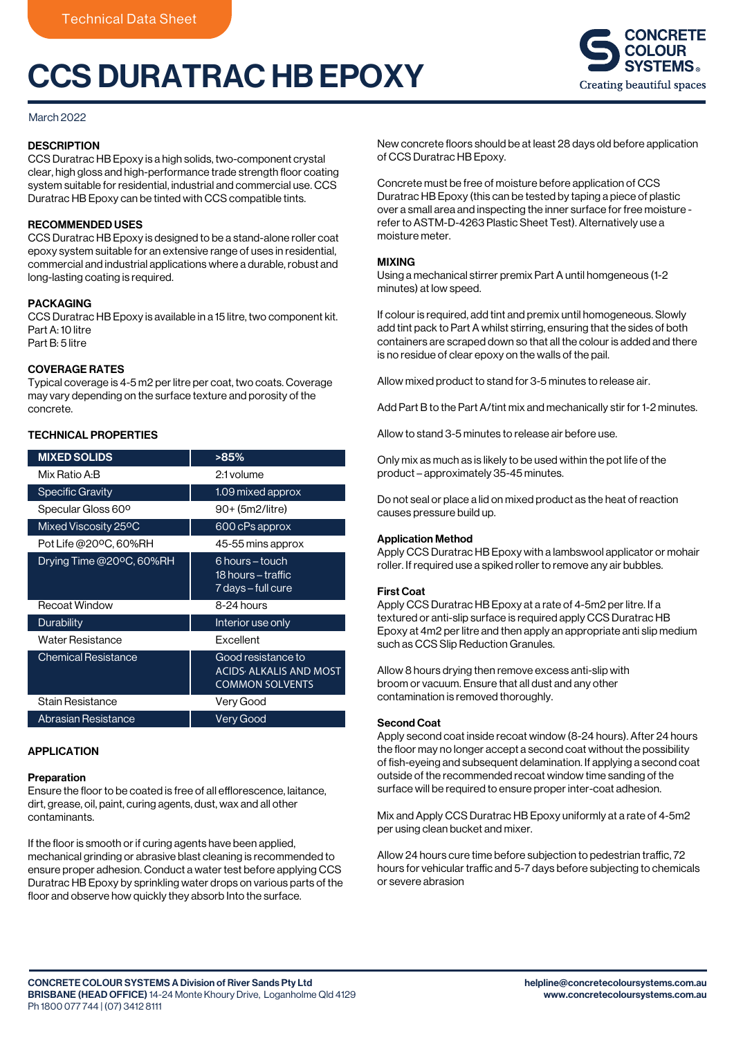Technical Data Sheet

# CCS DURATRAC HB EPOXY

CONCRETE COLOUR SYSTEMS®
Creating beautiful spaces

March 2022

## DESCRIPTION

CCS Duratrac HB Epoxy is a high solids, two-component crystal clear, high gloss and high-performance trade strength floor coating system suitable for residential, industrial and commercial use. CCS Duratrac HB Epoxy can be tinted with CCS compatible tints.

## RECOMMENDED USES

CCS Duratrac HB Epoxy is designed to be a stand-alone roller coat epoxy system suitable for an extensive range of uses in residential, commercial and industrial applications where a durable, robust and long-lasting coating is required.

## PACKAGING

CCS Duratrac HB Epoxy is available in a 15 litre, two component kit.
Part A: 10 litre
Part B: 5 litre

## COVERAGE RATES

Typical coverage is 4-5 m2 per litre per coat, two coats. Coverage may vary depending on the surface texture and porosity of the concrete.

## TECHNICAL PROPERTIES

| MIXED SOLIDS | >85% |
|---|---|
| Mix Ratio A:B | 2:1 volume |
| Specific Gravity | 1.09 mixed approx |
| Specular Gloss 60º | 90+ (5m2/litre) |
| Mixed Viscosity 25ºC | 600 cPs approx |
| Pot Life @20ºC, 60%RH | 45-55 mins approx |
| Drying Time @20ºC, 60%RH | 6 hours – touch<br>18 hours – traffic<br>7 days – full cure |
| Recoat Window | 8-24 hours |
| Durability | Interior use only |
| Water Resistance | Excellent |
| Chemical Resistance | Good resistance to ACIDS, ALKALIS AND MOST COMMON SOLVENTS |
| Stain Resistance | Very Good |
| Abrasian Resistance | Very Good |

## APPLICATION

### Preparation

Ensure the floor to be coated is free of all efflorescence, laitance, dirt, grease, oil, paint, curing agents, dust, wax and all other contaminants.

If the floor is smooth or if curing agents have been applied, mechanical grinding or abrasive blast cleaning is recommended to ensure proper adhesion. Conduct a water test before applying CCS Duratrac HB Epoxy by sprinkling water drops on various parts of the floor and observe how quickly they absorb Into the surface.

New concrete floors should be at least 28 days old before application of CCS Duratrac HB Epoxy.

Concrete must be free of moisture before application of CCS Duratrac HB Epoxy (this can be tested by taping a piece of plastic over a small area and inspecting the inner surface for free moisture - refer to ASTM-D-4263 Plastic Sheet Test). Alternatively use a moisture meter.

## MIXING

Using a mechanical stirrer premix Part A until homgeneous (1-2 minutes) at low speed.

If colour is required, add tint and premix until homogeneous. Slowly add tint pack to Part A whilst stirring, ensuring that the sides of both containers are scraped down so that all the colour is added and there is no residue of clear epoxy on the walls of the pail.

Allow mixed product to stand for 3-5 minutes to release air.

Add Part B to the Part A/tint mix and mechanically stir for 1-2 minutes.

Allow to stand 3-5 minutes to release air before use.

Only mix as much as is likely to be used within the pot life of the product – approximately 35-45 minutes.

Do not seal or place a lid on mixed product as the heat of reaction causes pressure build up.

### Application Method

Apply CCS Duratrac HB Epoxy with a lambswool applicator or mohair roller. If required use a spiked roller to remove any air bubbles.

### First Coat

Apply CCS Duratrac HB Epoxy at a rate of 4-5m2 per litre. If a textured or anti-slip surface is required apply CCS Duratrac HB Epoxy at 4m2 per litre and then apply an appropriate anti slip medium such as CCS Slip Reduction Granules.

Allow 8 hours drying then remove excess anti-slip with broom or vacuum. Ensure that all dust and any other contamination is removed thoroughly.

### Second Coat

Apply second coat inside recoat window (8-24 hours). After 24 hours the floor may no longer accept a second coat without the possibility of fish-eyeing and subsequent delamination. If applying a second coat outside of the recommended recoat window time sanding of the surface will be required to ensure proper inter-coat adhesion.

Mix and Apply CCS Duratrac HB Epoxy uniformly at a rate of 4-5m2 per using clean bucket and mixer.

Allow 24 hours cure time before subjection to pedestrian traffic, 72 hours for vehicular traffic and 5-7 days before subjecting to chemicals or severe abrasion

**CONCRETE COLOUR SYSTEMS A Division of River Sands Pty Ltd**
**BRISBANE (HEAD OFFICE)** 14-24 Monte Khoury Drive, Loganholme Qld 4129
Ph 1800 077 744 | (07) 3412 8111

**helpline@concretecoloursystems.com.au**
**www.concretecoloursystems.com.au**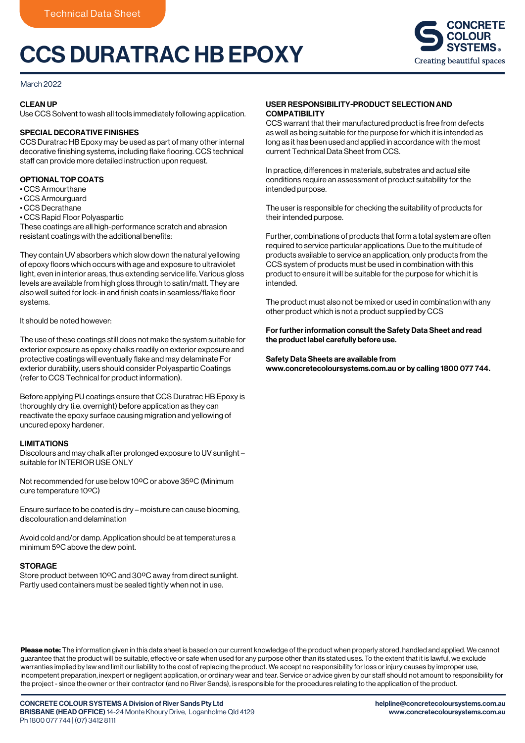# CCS DURATRAC HB EPOXY

March 2022

## CLEAN UP

Use CCS Solvent to wash all tools immediately following application.

## SPECIAL DECORATIVE FINISHES

CCS Duratrac HB Epoxy may be used as part of many other internal decorative finishing systems, including flake flooring. CCS technical staff can provide more detailed instruction upon request.

## OPTIONAL TOP COATS

- CCS Armourthane
- CCS Armourguard
- CCS Decrathane
- CCS Rapid Floor Polyaspartic

These coatings are all high-performance scratch and abrasion resistant coatings with the additional benefits:

They contain UV absorbers which slow down the natural yellowing of epoxy floors which occurs with age and exposure to ultraviolet light, even in interior areas, thus extending service life. Various gloss levels are available from high gloss through to satin/matt. They are also well suited for lock-in and finish coats in seamless/flake floor systems.

It should be noted however:

The use of these coatings still does not make the system suitable for exterior exposure as epoxy chalks readily on exterior exposure and protective coatings will eventually flake and may delaminate For exterior durability, users should consider Polyaspartic Coatings (refer to CCS Technical for product information).

Before applying PU coatings ensure that CCS Duratrac HB Epoxy is thoroughly dry (i.e. overnight) before application as they can reactivate the epoxy surface causing migration and yellowing of uncured epoxy hardener.

## LIMITATIONS

Discolours and may chalk after prolonged exposure to UV sunlight – suitable for INTERIOR USE ONLY

Not recommended for use below 10ºC or above 35ºC (Minimum cure temperature 10ºC)

Ensure surface to be coated is dry – moisture can cause blooming, discolouration and delamination

Avoid cold and/or damp. Application should be at temperatures a minimum 5ºC above the dew point.

## STORAGE

Store product between 10ºC and 30ºC away from direct sunlight. Partly used containers must be sealed tightly when not in use.

## USER RESPONSIBILITY-PRODUCT SELECTION AND COMPATIBILITY

CCS warrant that their manufactured product is free from defects as well as being suitable for the purpose for which it is intended as long as it has been used and applied in accordance with the most current Technical Data Sheet from CCS.

In practice, differences in materials, substrates and actual site conditions require an assessment of product suitability for the intended purpose.

The user is responsible for checking the suitability of products for their intended purpose.

Further, combinations of products that form a total system are often required to service particular applications. Due to the multitude of products available to service an application, only products from the CCS system of products must be used in combination with this product to ensure it will be suitable for the purpose for which it is intended.

The product must also not be mixed or used in combination with any other product which is not a product supplied by CCS

**For further information consult the Safety Data Sheet and read the product label carefully before use.**

**Safety Data Sheets are available from www.concretecoloursystems.com.au or by calling 1800 077 744.**

**Please note:** The information given in this data sheet is based on our current knowledge of the product when properly stored, handled and applied. We cannot guarantee that the product will be suitable, effective or safe when used for any purpose other than its stated uses. To the extent that it is lawful, we exclude warranties implied by law and limit our liability to the cost of replacing the product. We accept no responsibility for loss or injury causes by improper use, incompetent preparation, inexpert or negligent application, or ordinary wear and tear. Service or advice given by our staff should not amount to responsibility for the project - since the owner or their contractor (and no River Sands), is responsible for the procedures relating to the application of the product.

**CONCRETE COLOUR SYSTEMS A Division of River Sands Pty Ltd**
**BRISBANE (HEAD OFFICE)** 14-24 Monte Khoury Drive, Loganholme Qld 4129
Ph 1800 077 744 | (07) 3412 8111

**helpline@concretecoloursystems.com.au**
**www.concretecoloursystems.com.au**